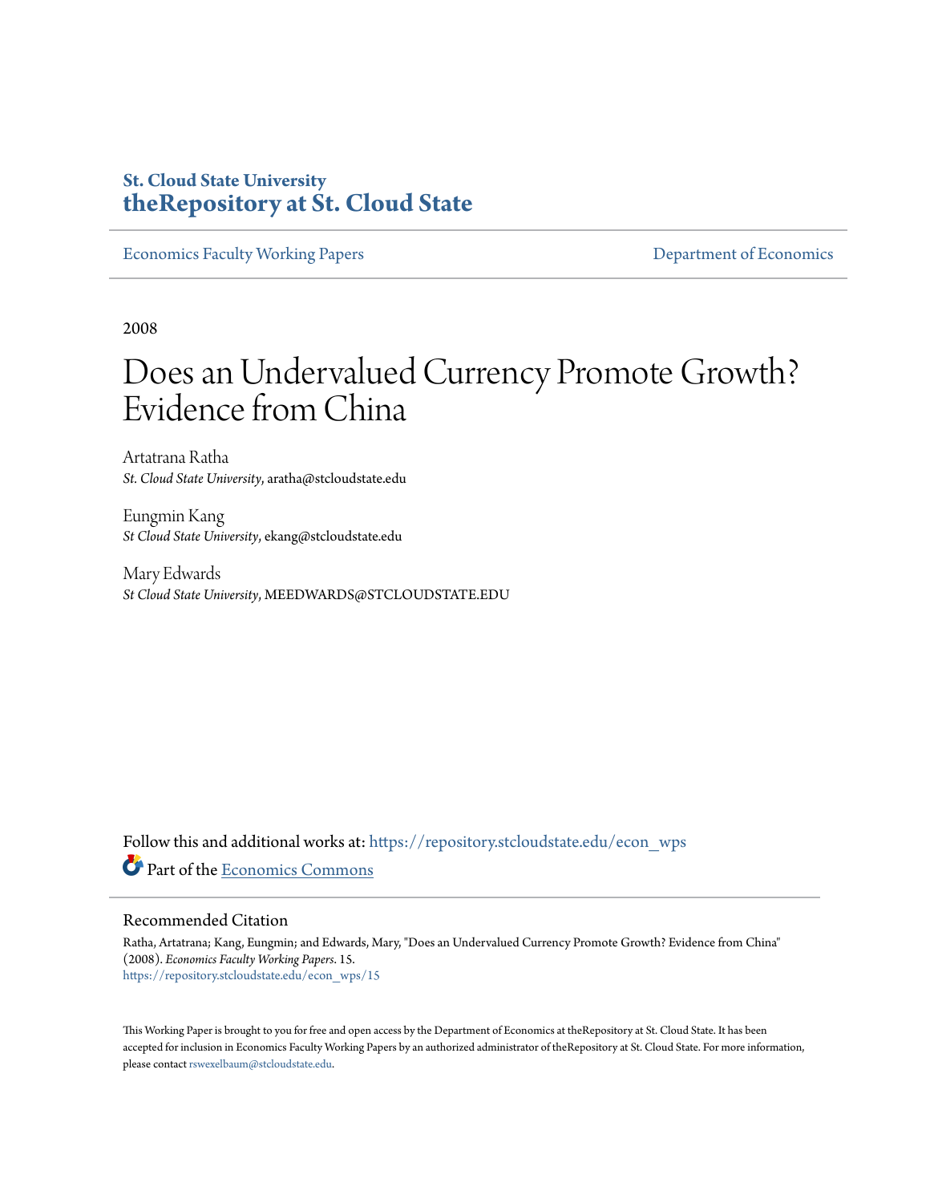**St. Cloud State University**
**theRepository at St. Cloud State**

Economics Faculty Working Papers | Department of Economics

2008

# Does an Undervalued Currency Promote Growth? Evidence from China

Artatrana Ratha
*St. Cloud State University*, aratha@stcloudstate.edu

Eungmin Kang
*St Cloud State University*, ekang@stcloudstate.edu

Mary Edwards
*St Cloud State University*, MEEDWARDS@STCLOUDSTATE.EDU

Follow this and additional works at: https://repository.stcloudstate.edu/econ_wps

Part of the Economics Commons

## Recommended Citation

Ratha, Artatrana; Kang, Eungmin; and Edwards, Mary, "Does an Undervalued Currency Promote Growth? Evidence from China" (2008). *Economics Faculty Working Papers*. 15.
https://repository.stcloudstate.edu/econ_wps/15

This Working Paper is brought to you for free and open access by the Department of Economics at theRepository at St. Cloud State. It has been accepted for inclusion in Economics Faculty Working Papers by an authorized administrator of theRepository at St. Cloud State. For more information, please contact rswexelbaum@stcloudstate.edu.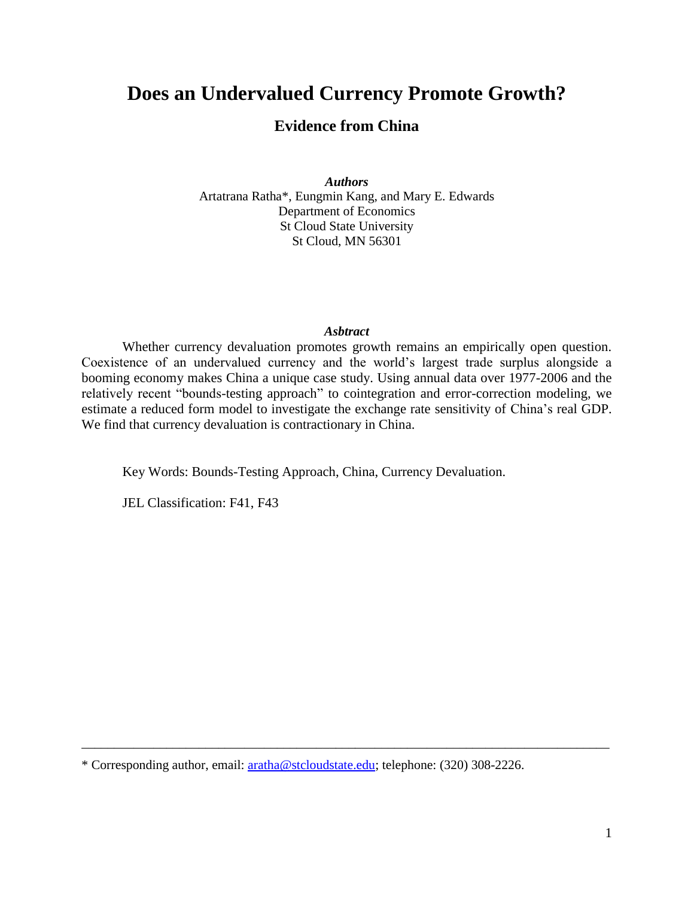# Does an Undervalued Currency Promote Growth?

## Evidence from China

***Authors***

Artatrana Ratha*, Eungmin Kang, and Mary E. Edwards
Department of Economics
St Cloud State University
St Cloud, MN 56301

***Asbtract***

Whether currency devaluation promotes growth remains an empirically open question. Coexistence of an undervalued currency and the world's largest trade surplus alongside a booming economy makes China a unique case study. Using annual data over 1977-2006 and the relatively recent "bounds-testing approach" to cointegration and error-correction modeling, we estimate a reduced form model to investigate the exchange rate sensitivity of China's real GDP. We find that currency devaluation is contractionary in China.

Key Words: Bounds-Testing Approach, China, Currency Devaluation.

JEL Classification: F41, F43

---

* Corresponding author, email: aratha@stcloudstate.edu; telephone: (320) 308-2226.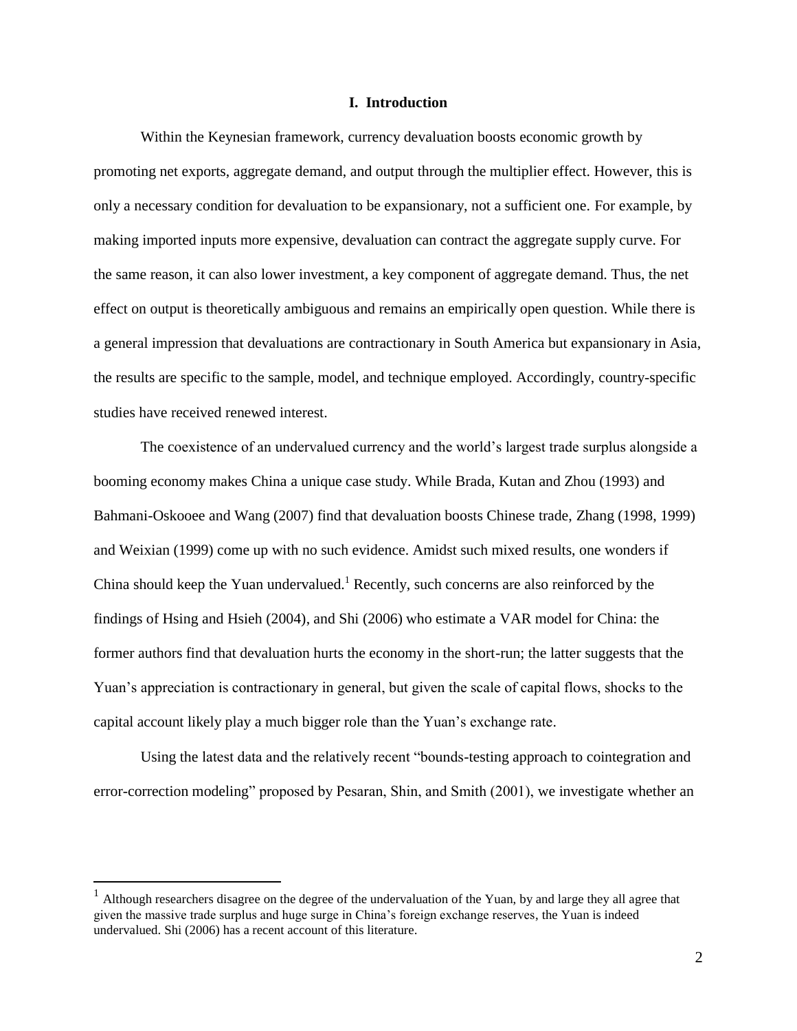## I. Introduction

Within the Keynesian framework, currency devaluation boosts economic growth by promoting net exports, aggregate demand, and output through the multiplier effect. However, this is only a necessary condition for devaluation to be expansionary, not a sufficient one. For example, by making imported inputs more expensive, devaluation can contract the aggregate supply curve. For the same reason, it can also lower investment, a key component of aggregate demand. Thus, the net effect on output is theoretically ambiguous and remains an empirically open question. While there is a general impression that devaluations are contractionary in South America but expansionary in Asia, the results are specific to the sample, model, and technique employed. Accordingly, country-specific studies have received renewed interest.

The coexistence of an undervalued currency and the world's largest trade surplus alongside a booming economy makes China a unique case study. While Brada, Kutan and Zhou (1993) and Bahmani-Oskooee and Wang (2007) find that devaluation boosts Chinese trade, Zhang (1998, 1999) and Weixian (1999) come up with no such evidence. Amidst such mixed results, one wonders if China should keep the Yuan undervalued.[1] Recently, such concerns are also reinforced by the findings of Hsing and Hsieh (2004), and Shi (2006) who estimate a VAR model for China: the former authors find that devaluation hurts the economy in the short-run; the latter suggests that the Yuan's appreciation is contractionary in general, but given the scale of capital flows, shocks to the capital account likely play a much bigger role than the Yuan's exchange rate.

Using the latest data and the relatively recent "bounds-testing approach to cointegration and error-correction modeling" proposed by Pesaran, Shin, and Smith (2001), we investigate whether an

---

[1] Although researchers disagree on the degree of the undervaluation of the Yuan, by and large they all agree that given the massive trade surplus and huge surge in China's foreign exchange reserves, the Yuan is indeed undervalued. Shi (2006) has a recent account of this literature.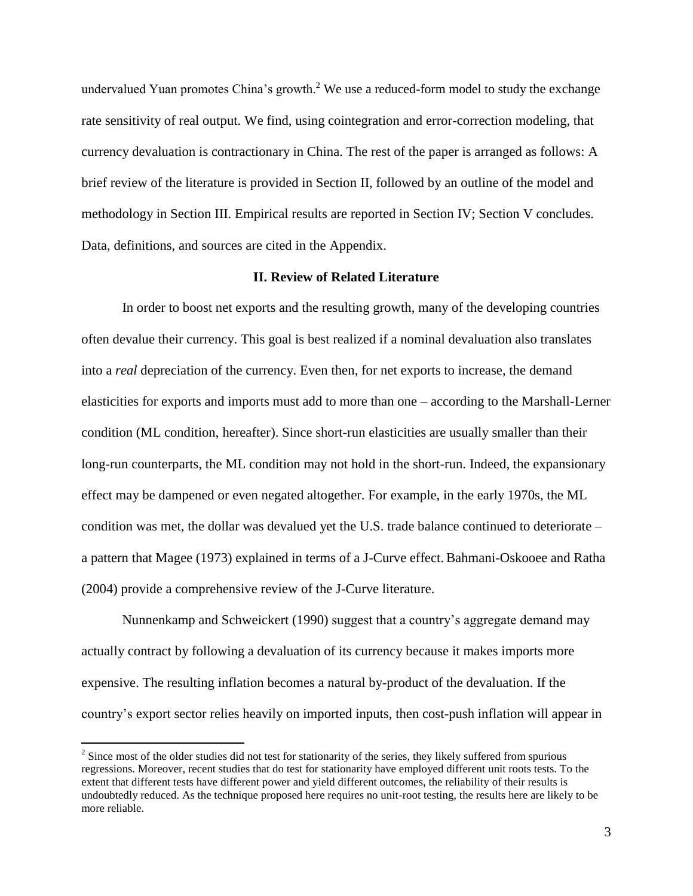undervalued Yuan promotes China's growth.[2] We use a reduced-form model to study the exchange rate sensitivity of real output. We find, using cointegration and error-correction modeling, that currency devaluation is contractionary in China. The rest of the paper is arranged as follows: A brief review of the literature is provided in Section II, followed by an outline of the model and methodology in Section III. Empirical results are reported in Section IV; Section V concludes. Data, definitions, and sources are cited in the Appendix.

## II. Review of Related Literature

In order to boost net exports and the resulting growth, many of the developing countries often devalue their currency. This goal is best realized if a nominal devaluation also translates into a *real* depreciation of the currency. Even then, for net exports to increase, the demand elasticities for exports and imports must add to more than one – according to the Marshall-Lerner condition (ML condition, hereafter). Since short-run elasticities are usually smaller than their long-run counterparts, the ML condition may not hold in the short-run. Indeed, the expansionary effect may be dampened or even negated altogether. For example, in the early 1970s, the ML condition was met, the dollar was devalued yet the U.S. trade balance continued to deteriorate – a pattern that Magee (1973) explained in terms of a J-Curve effect. Bahmani-Oskooee and Ratha (2004) provide a comprehensive review of the J-Curve literature.

Nunnenkamp and Schweickert (1990) suggest that a country's aggregate demand may actually contract by following a devaluation of its currency because it makes imports more expensive. The resulting inflation becomes a natural by-product of the devaluation. If the country's export sector relies heavily on imported inputs, then cost-push inflation will appear in

[2] Since most of the older studies did not test for stationarity of the series, they likely suffered from spurious regressions. Moreover, recent studies that do test for stationarity have employed different unit roots tests. To the extent that different tests have different power and yield different outcomes, the reliability of their results is undoubtedly reduced. As the technique proposed here requires no unit-root testing, the results here are likely to be more reliable.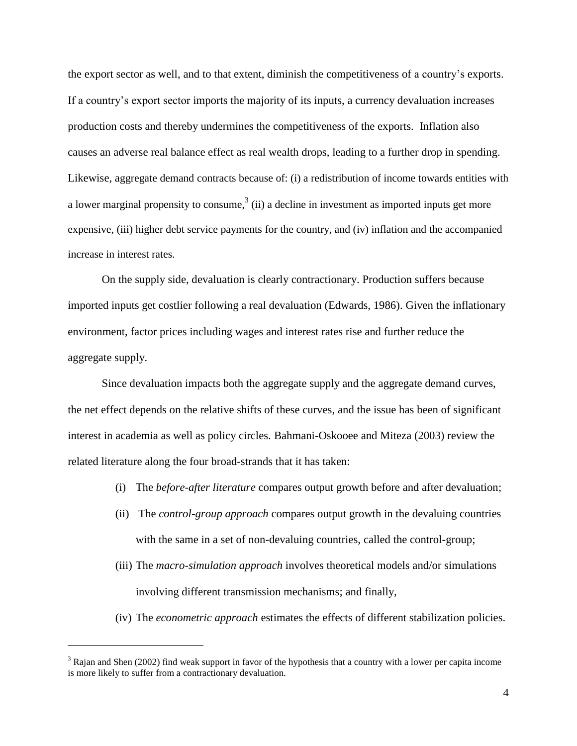the export sector as well, and to that extent, diminish the competitiveness of a country's exports. If a country's export sector imports the majority of its inputs, a currency devaluation increases production costs and thereby undermines the competitiveness of the exports. Inflation also causes an adverse real balance effect as real wealth drops, leading to a further drop in spending. Likewise, aggregate demand contracts because of: (i) a redistribution of income towards entities with a lower marginal propensity to consume,[3] (ii) a decline in investment as imported inputs get more expensive, (iii) higher debt service payments for the country, and (iv) inflation and the accompanied increase in interest rates.

On the supply side, devaluation is clearly contractionary. Production suffers because imported inputs get costlier following a real devaluation (Edwards, 1986). Given the inflationary environment, factor prices including wages and interest rates rise and further reduce the aggregate supply.

Since devaluation impacts both the aggregate supply and the aggregate demand curves, the net effect depends on the relative shifts of these curves, and the issue has been of significant interest in academia as well as policy circles. Bahmani-Oskooee and Miteza (2003) review the related literature along the four broad-strands that it has taken:

(i) The *before-after literature* compares output growth before and after devaluation;

(ii) The *control-group approach* compares output growth in the devaluing countries with the same in a set of non-devaluing countries, called the control-group;

(iii) The *macro-simulation approach* involves theoretical models and/or simulations involving different transmission mechanisms; and finally,

(iv) The *econometric approach* estimates the effects of different stabilization policies.

---

[3] Rajan and Shen (2002) find weak support in favor of the hypothesis that a country with a lower per capita income is more likely to suffer from a contractionary devaluation.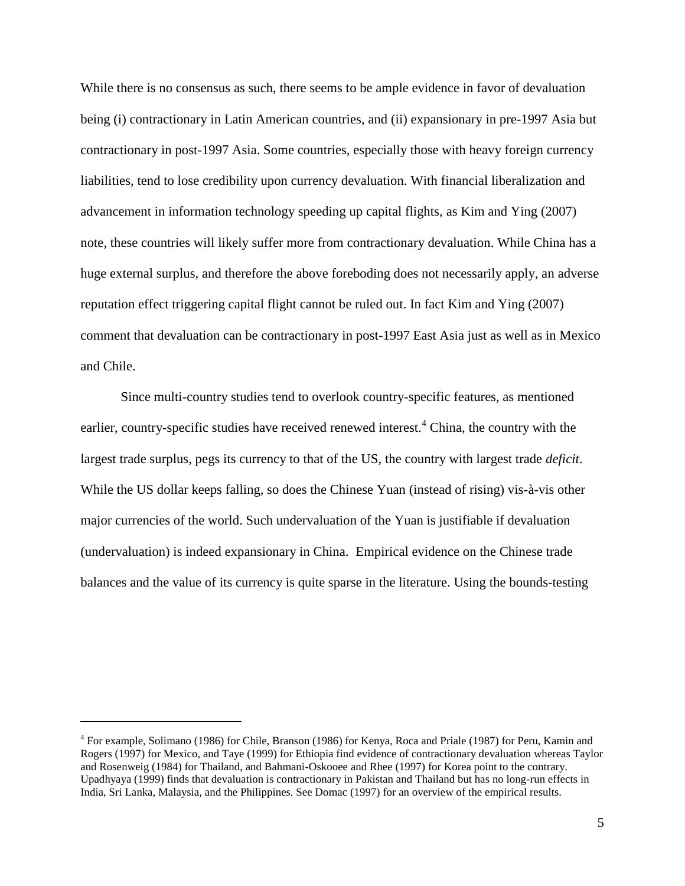While there is no consensus as such, there seems to be ample evidence in favor of devaluation being (i) contractionary in Latin American countries, and (ii) expansionary in pre-1997 Asia but contractionary in post-1997 Asia. Some countries, especially those with heavy foreign currency liabilities, tend to lose credibility upon currency devaluation. With financial liberalization and advancement in information technology speeding up capital flights, as Kim and Ying (2007) note, these countries will likely suffer more from contractionary devaluation. While China has a huge external surplus, and therefore the above foreboding does not necessarily apply, an adverse reputation effect triggering capital flight cannot be ruled out. In fact Kim and Ying (2007) comment that devaluation can be contractionary in post-1997 East Asia just as well as in Mexico and Chile.

Since multi-country studies tend to overlook country-specific features, as mentioned earlier, country-specific studies have received renewed interest.[4] China, the country with the largest trade surplus, pegs its currency to that of the US, the country with largest trade *deficit*. While the US dollar keeps falling, so does the Chinese Yuan (instead of rising) vis-à-vis other major currencies of the world. Such undervaluation of the Yuan is justifiable if devaluation (undervaluation) is indeed expansionary in China. Empirical evidence on the Chinese trade balances and the value of its currency is quite sparse in the literature. Using the bounds-testing

[4] For example, Solimano (1986) for Chile, Branson (1986) for Kenya, Roca and Priale (1987) for Peru, Kamin and Rogers (1997) for Mexico, and Taye (1999) for Ethiopia find evidence of contractionary devaluation whereas Taylor and Rosenweig (1984) for Thailand, and Bahmani-Oskooee and Rhee (1997) for Korea point to the contrary. Upadhyaya (1999) finds that devaluation is contractionary in Pakistan and Thailand but has no long-run effects in India, Sri Lanka, Malaysia, and the Philippines. See Domac (1997) for an overview of the empirical results.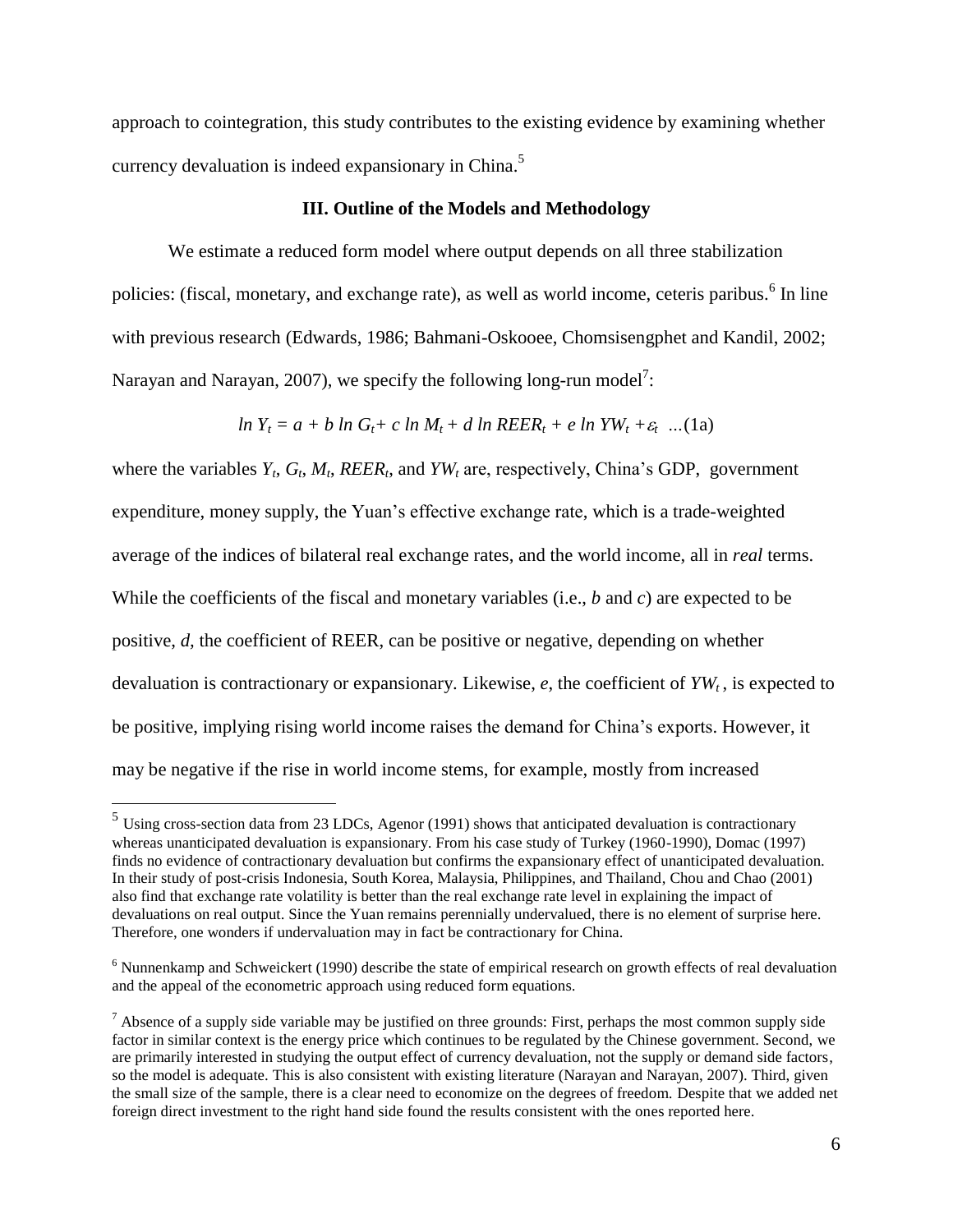approach to cointegration, this study contributes to the existing evidence by examining whether currency devaluation is indeed expansionary in China.[5]

### III. Outline of the Models and Methodology

We estimate a reduced form model where output depends on all three stabilization policies: (fiscal, monetary, and exchange rate), as well as world income, ceteris paribus.[6] In line with previous research (Edwards, 1986; Bahmani-Oskooee, Chomsisengphet and Kandil, 2002; Narayan and Narayan, 2007), we specify the following long-run model[7]:

$$\ln Y_t = a + b \ln G_t + c \ln M_t + d \ln REER_t + e \ln YW_t + \varepsilon_t \quad \ldots(1a)$$

where the variables $Y_t$, $G_t$, $M_t$, $REER_t$, and $YW_t$ are, respectively, China's GDP, government expenditure, money supply, the Yuan's effective exchange rate, which is a trade-weighted average of the indices of bilateral real exchange rates, and the world income, all in *real* terms. While the coefficients of the fiscal and monetary variables (i.e., $b$ and $c$) are expected to be positive, $d$, the coefficient of REER, can be positive or negative, depending on whether devaluation is contractionary or expansionary. Likewise, $e$, the coefficient of $YW_t$, is expected to be positive, implying rising world income raises the demand for China's exports. However, it may be negative if the rise in world income stems, for example, mostly from increased

---

[5] Using cross-section data from 23 LDCs, Agenor (1991) shows that anticipated devaluation is contractionary whereas unanticipated devaluation is expansionary. From his case study of Turkey (1960-1990), Domac (1997) finds no evidence of contractionary devaluation but confirms the expansionary effect of unanticipated devaluation. In their study of post-crisis Indonesia, South Korea, Malaysia, Philippines, and Thailand, Chou and Chao (2001) also find that exchange rate volatility is better than the real exchange rate level in explaining the impact of devaluations on real output. Since the Yuan remains perennially undervalued, there is no element of surprise here. Therefore, one wonders if undervaluation may in fact be contractionary for China.

[6] Nunnenkamp and Schweickert (1990) describe the state of empirical research on growth effects of real devaluation and the appeal of the econometric approach using reduced form equations.

[7] Absence of a supply side variable may be justified on three grounds: First, perhaps the most common supply side factor in similar context is the energy price which continues to be regulated by the Chinese government. Second, we are primarily interested in studying the output effect of currency devaluation, not the supply or demand side factors, so the model is adequate. This is also consistent with existing literature (Narayan and Narayan, 2007). Third, given the small size of the sample, there is a clear need to economize on the degrees of freedom. Despite that we added net foreign direct investment to the right hand side found the results consistent with the ones reported here.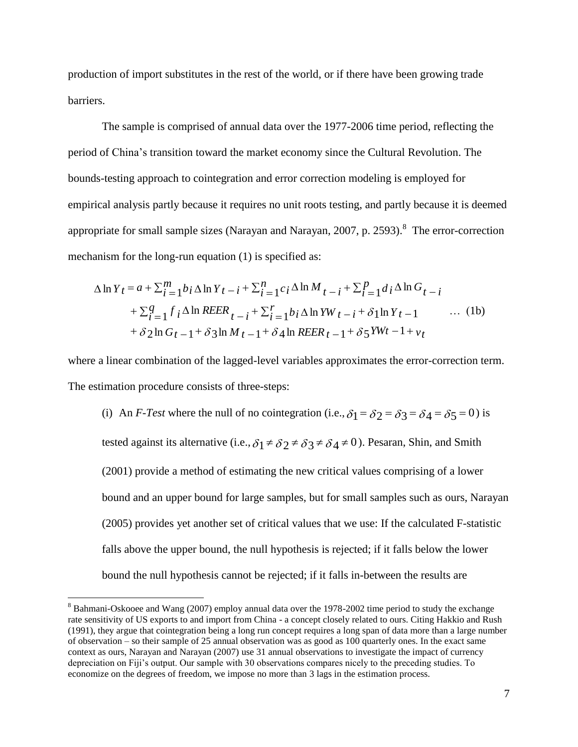production of import substitutes in the rest of the world, or if there have been growing trade barriers.

The sample is comprised of annual data over the 1977-2006 time period, reflecting the period of China's transition toward the market economy since the Cultural Revolution. The bounds-testing approach to cointegration and error correction modeling is employed for empirical analysis partly because it requires no unit roots testing, and partly because it is deemed appropriate for small sample sizes (Narayan and Narayan, 2007, p. 2593).[8] The error-correction mechanism for the long-run equation (1) is specified as:

$$
\begin{aligned}
\Delta \ln Y_t = a &+ \sum_{i=1}^{m} b_i \Delta \ln Y_{t-i} + \sum_{i=1}^{n} c_i \Delta \ln M_{t-i} + \sum_{i=1}^{p} d_i \Delta \ln G_{t-i} \\
&+ \sum_{i=1}^{q} f_i \Delta \ln REER_{t-i} + \sum_{i=1}^{r} b_i \Delta \ln YW_{t-i} + \delta_1 \ln Y_{t-1} \qquad \ldots \text{ (1b)} \\
&+ \delta_2 \ln G_{t-1} + \delta_3 \ln M_{t-1} + \delta_4 \ln REER_{t-1} + \delta_5 YWt - 1 + v_t
\end{aligned}
$$

where a linear combination of the lagged-level variables approximates the error-correction term. The estimation procedure consists of three-steps:

(i) An *F-Test* where the null of no cointegration (i.e., $\delta_1 = \delta_2 = \delta_3 = \delta_4 = \delta_5 = 0$) is tested against its alternative (i.e., $\delta_1 \neq \delta_2 \neq \delta_3 \neq \delta_4 \neq 0$). Pesaran, Shin, and Smith (2001) provide a method of estimating the new critical values comprising of a lower bound and an upper bound for large samples, but for small samples such as ours, Narayan (2005) provides yet another set of critical values that we use: If the calculated F-statistic falls above the upper bound, the null hypothesis is rejected; if it falls below the lower bound the null hypothesis cannot be rejected; if it falls in-between the results are

[8] Bahmani-Oskooee and Wang (2007) employ annual data over the 1978-2002 time period to study the exchange rate sensitivity of US exports to and import from China - a concept closely related to ours. Citing Hakkio and Rush (1991), they argue that cointegration being a long run concept requires a long span of data more than a large number of observation – so their sample of 25 annual observation was as good as 100 quarterly ones. In the exact same context as ours, Narayan and Narayan (2007) use 31 annual observations to investigate the impact of currency depreciation on Fiji's output. Our sample with 30 observations compares nicely to the preceding studies. To economize on the degrees of freedom, we impose no more than 3 lags in the estimation process.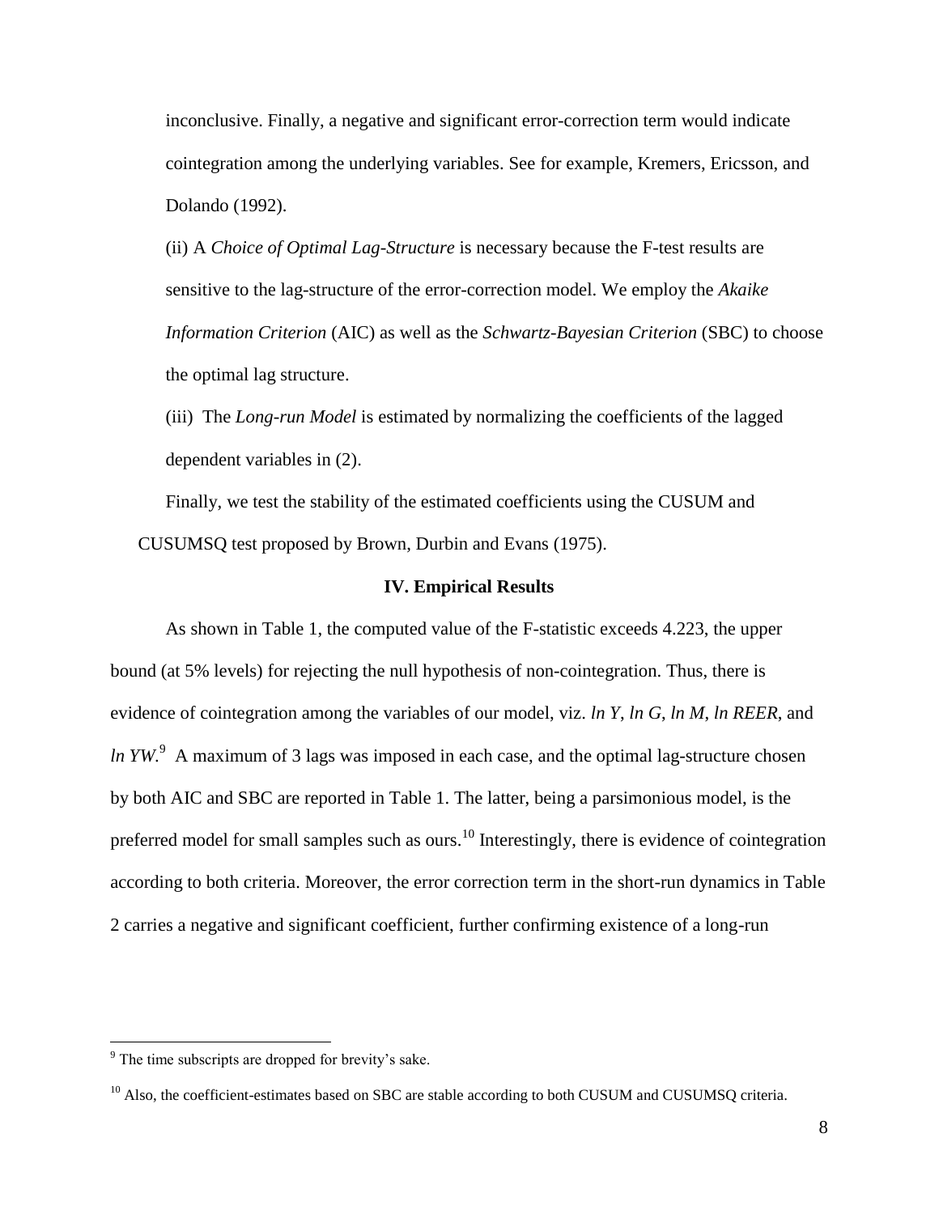inconclusive. Finally, a negative and significant error-correction term would indicate cointegration among the underlying variables. See for example, Kremers, Ericsson, and Dolando (1992).

(ii) A *Choice of Optimal Lag-Structure* is necessary because the F-test results are sensitive to the lag-structure of the error-correction model. We employ the *Akaike Information Criterion* (AIC) as well as the *Schwartz-Bayesian Criterion* (SBC) to choose the optimal lag structure.

(iii) The *Long-run Model* is estimated by normalizing the coefficients of the lagged dependent variables in (2).

Finally, we test the stability of the estimated coefficients using the CUSUM and CUSUMSQ test proposed by Brown, Durbin and Evans (1975).

## IV. Empirical Results

As shown in Table 1, the computed value of the F-statistic exceeds 4.223, the upper bound (at 5% levels) for rejecting the null hypothesis of non-cointegration. Thus, there is evidence of cointegration among the variables of our model, viz. *ln Y*, *ln G*, *ln M*, *ln REER*, and *ln YW*.[9] A maximum of 3 lags was imposed in each case, and the optimal lag-structure chosen by both AIC and SBC are reported in Table 1. The latter, being a parsimonious model, is the preferred model for small samples such as ours.[10] Interestingly, there is evidence of cointegration according to both criteria. Moreover, the error correction term in the short-run dynamics in Table 2 carries a negative and significant coefficient, further confirming existence of a long-run

---

[9] The time subscripts are dropped for brevity's sake.

[10] Also, the coefficient-estimates based on SBC are stable according to both CUSUM and CUSUMSQ criteria.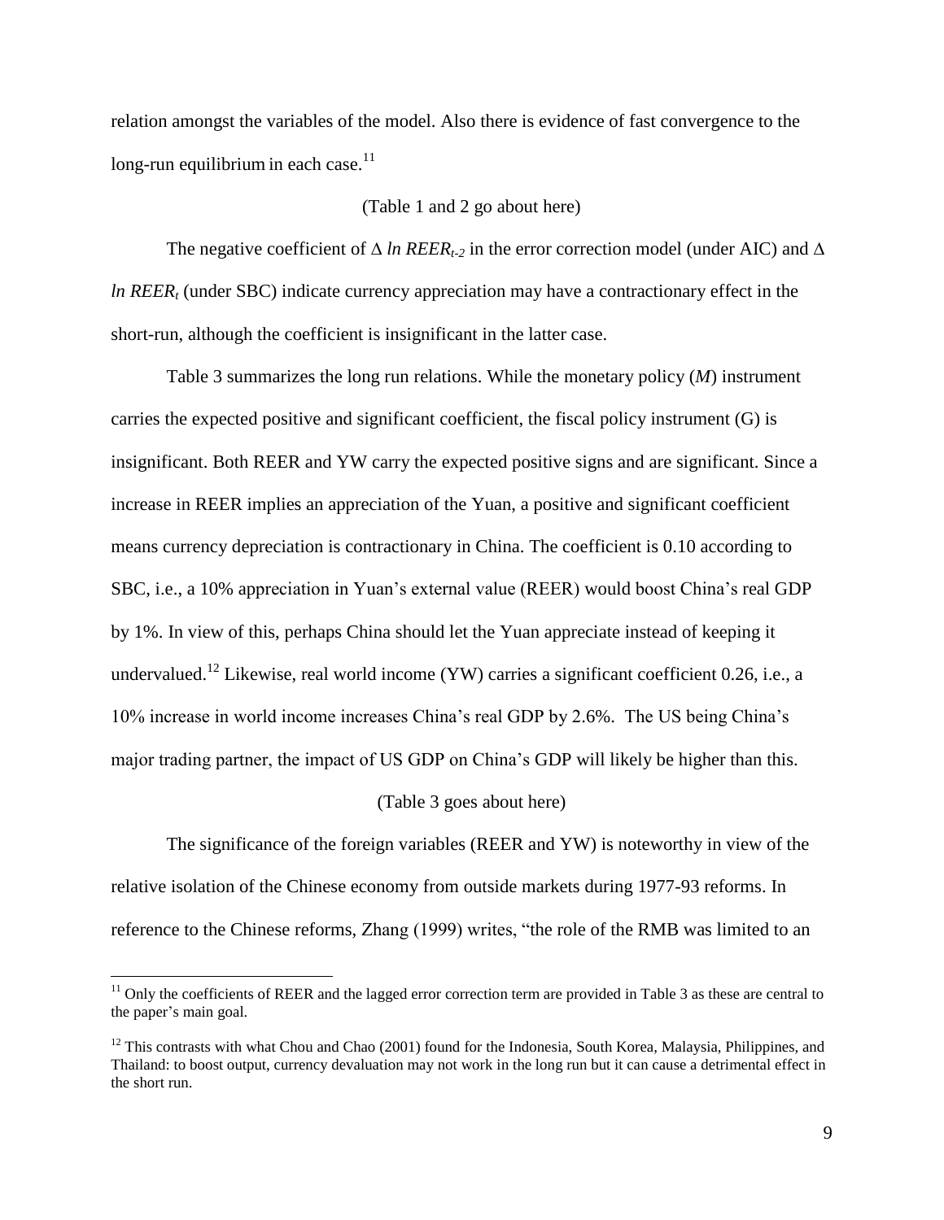relation amongst the variables of the model. Also there is evidence of fast convergence to the long-run equilibrium in each case.[11]

(Table 1 and 2 go about here)

The negative coefficient of $\Delta\ ln\ REER_{t-2}$ in the error correction model (under AIC) and $\Delta\ ln\ REER_t$ (under SBC) indicate currency appreciation may have a contractionary effect in the short-run, although the coefficient is insignificant in the latter case.

Table 3 summarizes the long run relations. While the monetary policy (*M*) instrument carries the expected positive and significant coefficient, the fiscal policy instrument (G) is insignificant. Both REER and YW carry the expected positive signs and are significant. Since a increase in REER implies an appreciation of the Yuan, a positive and significant coefficient means currency depreciation is contractionary in China. The coefficient is 0.10 according to SBC, i.e., a 10% appreciation in Yuan's external value (REER) would boost China's real GDP by 1%. In view of this, perhaps China should let the Yuan appreciate instead of keeping it undervalued.[12] Likewise, real world income (YW) carries a significant coefficient 0.26, i.e., a 10% increase in world income increases China's real GDP by 2.6%. The US being China's major trading partner, the impact of US GDP on China's GDP will likely be higher than this.

(Table 3 goes about here)

The significance of the foreign variables (REER and YW) is noteworthy in view of the relative isolation of the Chinese economy from outside markets during 1977-93 reforms. In reference to the Chinese reforms, Zhang (1999) writes, "the role of the RMB was limited to an

[11] Only the coefficients of REER and the lagged error correction term are provided in Table 3 as these are central to the paper's main goal.

[12] This contrasts with what Chou and Chao (2001) found for the Indonesia, South Korea, Malaysia, Philippines, and Thailand: to boost output, currency devaluation may not work in the long run but it can cause a detrimental effect in the short run.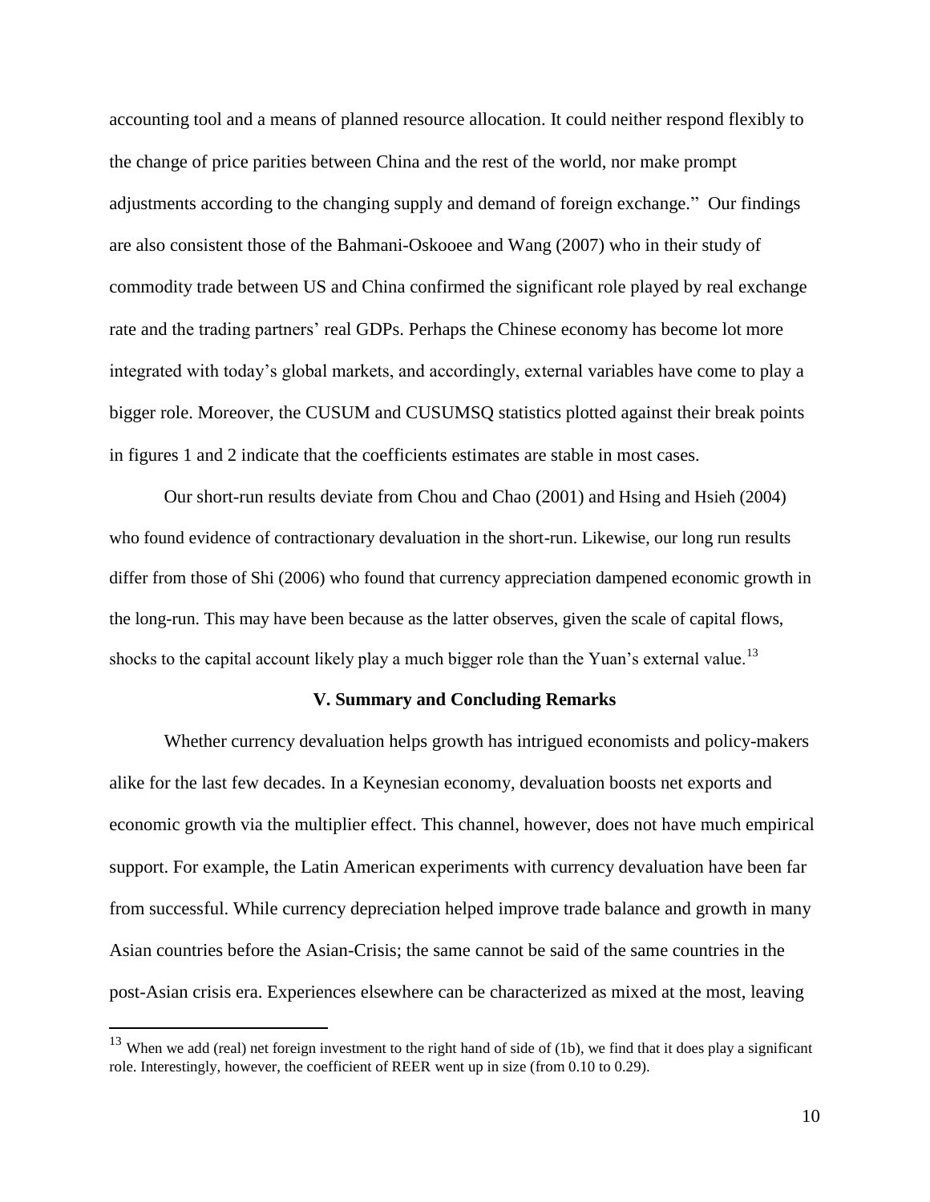accounting tool and a means of planned resource allocation. It could neither respond flexibly to the change of price parities between China and the rest of the world, nor make prompt adjustments according to the changing supply and demand of foreign exchange." Our findings are also consistent those of the Bahmani-Oskooee and Wang (2007) who in their study of commodity trade between US and China confirmed the significant role played by real exchange rate and the trading partners' real GDPs. Perhaps the Chinese economy has become lot more integrated with today's global markets, and accordingly, external variables have come to play a bigger role. Moreover, the CUSUM and CUSUMSQ statistics plotted against their break points in figures 1 and 2 indicate that the coefficients estimates are stable in most cases.

Our short-run results deviate from Chou and Chao (2001) and Hsing and Hsieh (2004) who found evidence of contractionary devaluation in the short-run. Likewise, our long run results differ from those of Shi (2006) who found that currency appreciation dampened economic growth in the long-run. This may have been because as the latter observes, given the scale of capital flows, shocks to the capital account likely play a much bigger role than the Yuan's external value.[13]

## V. Summary and Concluding Remarks

Whether currency devaluation helps growth has intrigued economists and policy-makers alike for the last few decades. In a Keynesian economy, devaluation boosts net exports and economic growth via the multiplier effect. This channel, however, does not have much empirical support. For example, the Latin American experiments with currency devaluation have been far from successful. While currency depreciation helped improve trade balance and growth in many Asian countries before the Asian-Crisis; the same cannot be said of the same countries in the post-Asian crisis era. Experiences elsewhere can be characterized as mixed at the most, leaving

[13] When we add (real) net foreign investment to the right hand of side of (1b), we find that it does play a significant role. Interestingly, however, the coefficient of REER went up in size (from 0.10 to 0.29).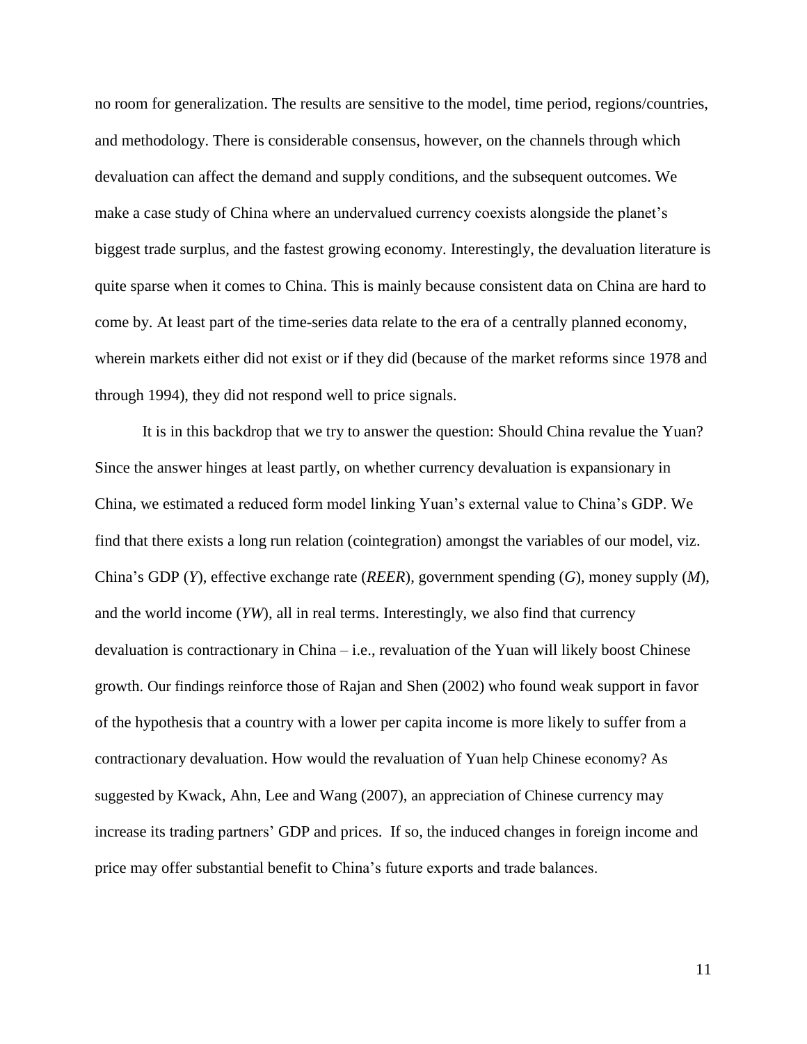no room for generalization. The results are sensitive to the model, time period, regions/countries, and methodology. There is considerable consensus, however, on the channels through which devaluation can affect the demand and supply conditions, and the subsequent outcomes. We make a case study of China where an undervalued currency coexists alongside the planet's biggest trade surplus, and the fastest growing economy. Interestingly, the devaluation literature is quite sparse when it comes to China. This is mainly because consistent data on China are hard to come by. At least part of the time-series data relate to the era of a centrally planned economy, wherein markets either did not exist or if they did (because of the market reforms since 1978 and through 1994), they did not respond well to price signals.

It is in this backdrop that we try to answer the question: Should China revalue the Yuan? Since the answer hinges at least partly, on whether currency devaluation is expansionary in China, we estimated a reduced form model linking Yuan's external value to China's GDP. We find that there exists a long run relation (cointegration) amongst the variables of our model, viz. China's GDP (*Y*), effective exchange rate (*REER*), government spending (*G*), money supply (*M*), and the world income (*YW*), all in real terms. Interestingly, we also find that currency devaluation is contractionary in China – i.e., revaluation of the Yuan will likely boost Chinese growth. Our findings reinforce those of Rajan and Shen (2002) who found weak support in favor of the hypothesis that a country with a lower per capita income is more likely to suffer from a contractionary devaluation. How would the revaluation of Yuan help Chinese economy? As suggested by Kwack, Ahn, Lee and Wang (2007), an appreciation of Chinese currency may increase its trading partners' GDP and prices. If so, the induced changes in foreign income and price may offer substantial benefit to China's future exports and trade balances.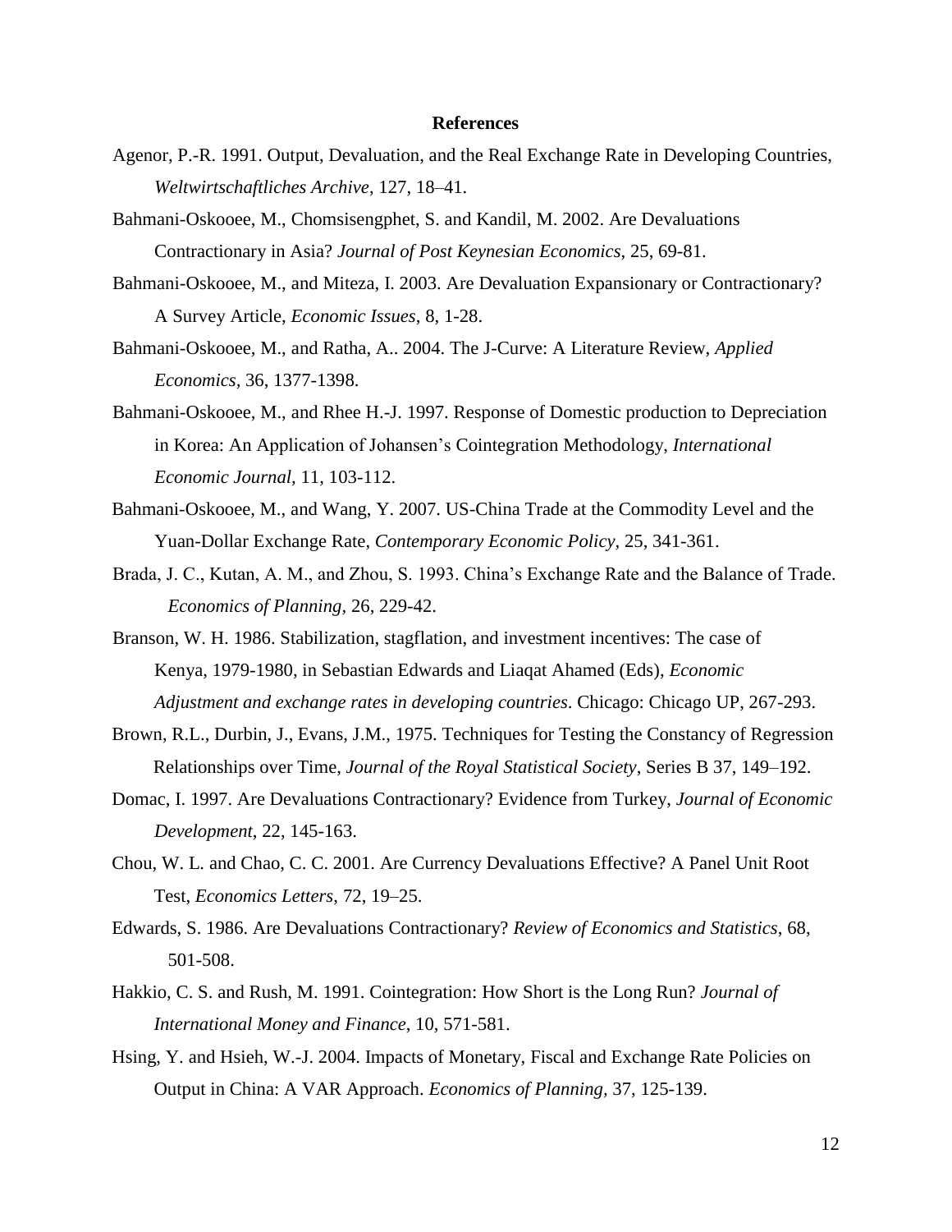## References

Agenor, P.-R. 1991. Output, Devaluation, and the Real Exchange Rate in Developing Countries, *Weltwirtschaftliches Archive*, 127, 18–41.

Bahmani-Oskooee, M., Chomsisengphet, S. and Kandil, M. 2002. Are Devaluations Contractionary in Asia? *Journal of Post Keynesian Economics*, 25, 69-81.

Bahmani-Oskooee, M., and Miteza, I. 2003. Are Devaluation Expansionary or Contractionary? A Survey Article, *Economic Issues*, 8, 1-28.

Bahmani-Oskooee, M., and Ratha, A.. 2004. The J-Curve: A Literature Review, *Applied Economics*, 36, 1377-1398.

Bahmani-Oskooee, M., and Rhee H.-J. 1997. Response of Domestic production to Depreciation in Korea: An Application of Johansen's Cointegration Methodology, *International Economic Journal*, 11, 103-112.

Bahmani-Oskooee, M., and Wang, Y. 2007. US-China Trade at the Commodity Level and the Yuan-Dollar Exchange Rate, *Contemporary Economic Policy*, 25, 341-361.

Brada, J. C., Kutan, A. M., and Zhou, S. 1993. China's Exchange Rate and the Balance of Trade. *Economics of Planning*, 26, 229-42.

Branson, W. H. 1986. Stabilization, stagflation, and investment incentives: The case of Kenya, 1979-1980, in Sebastian Edwards and Liaqat Ahamed (Eds), *Economic Adjustment and exchange rates in developing countries*. Chicago: Chicago UP, 267-293.

Brown, R.L., Durbin, J., Evans, J.M., 1975. Techniques for Testing the Constancy of Regression Relationships over Time, *Journal of the Royal Statistical Society*, Series B 37, 149–192.

Domac, I. 1997. Are Devaluations Contractionary? Evidence from Turkey, *Journal of Economic Development*, 22, 145-163.

Chou, W. L. and Chao, C. C. 2001. Are Currency Devaluations Effective? A Panel Unit Root Test, *Economics Letters*, 72, 19–25.

Edwards, S. 1986. Are Devaluations Contractionary? *Review of Economics and Statistics*, 68, 501-508.

Hakkio, C. S. and Rush, M. 1991. Cointegration: How Short is the Long Run? *Journal of International Money and Finance*, 10, 571-581.

Hsing, Y. and Hsieh, W.-J. 2004. Impacts of Monetary, Fiscal and Exchange Rate Policies on Output in China: A VAR Approach. *Economics of Planning*, 37, 125-139.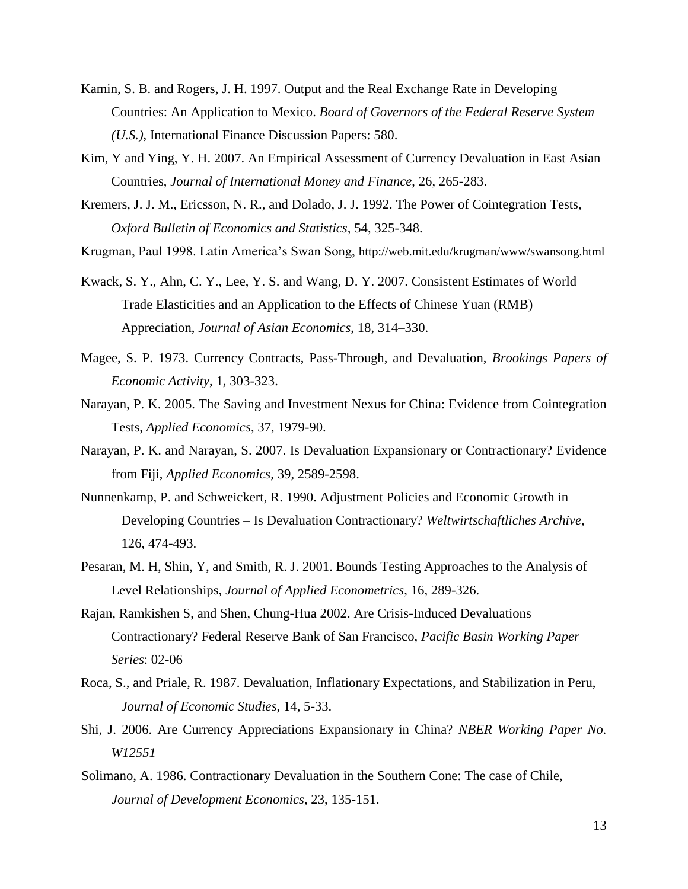Kamin, S. B. and Rogers, J. H. 1997. Output and the Real Exchange Rate in Developing Countries: An Application to Mexico. *Board of Governors of the Federal Reserve System (U.S.)*, International Finance Discussion Papers: 580.

Kim, Y and Ying, Y. H. 2007. An Empirical Assessment of Currency Devaluation in East Asian Countries, *Journal of International Money and Finance*, 26, 265-283.

Kremers, J. J. M., Ericsson, N. R., and Dolado, J. J. 1992. The Power of Cointegration Tests, *Oxford Bulletin of Economics and Statistics*, 54, 325-348.

Krugman, Paul 1998. Latin America's Swan Song, http://web.mit.edu/krugman/www/swansong.html

Kwack, S. Y., Ahn, C. Y., Lee, Y. S. and Wang, D. Y. 2007. Consistent Estimates of World Trade Elasticities and an Application to the Effects of Chinese Yuan (RMB) Appreciation, *Journal of Asian Economics*, 18, 314–330.

Magee, S. P. 1973. Currency Contracts, Pass-Through, and Devaluation, *Brookings Papers of Economic Activity*, 1, 303-323.

Narayan, P. K. 2005. The Saving and Investment Nexus for China: Evidence from Cointegration Tests, *Applied Economics*, 37, 1979-90.

Narayan, P. K. and Narayan, S. 2007. Is Devaluation Expansionary or Contractionary? Evidence from Fiji, *Applied Economics*, 39, 2589-2598.

Nunnenkamp, P. and Schweickert, R. 1990. Adjustment Policies and Economic Growth in Developing Countries – Is Devaluation Contractionary? *Weltwirtschaftliches Archive*, 126, 474-493.

Pesaran, M. H, Shin, Y, and Smith, R. J. 2001. Bounds Testing Approaches to the Analysis of Level Relationships, *Journal of Applied Econometrics*, 16, 289-326.

Rajan, Ramkishen S, and Shen, Chung-Hua 2002. Are Crisis-Induced Devaluations Contractionary? Federal Reserve Bank of San Francisco, *Pacific Basin Working Paper Series*: 02-06

Roca, S., and Priale, R. 1987. Devaluation, Inflationary Expectations, and Stabilization in Peru, *Journal of Economic Studies*, 14, 5-33.

Shi, J. 2006. Are Currency Appreciations Expansionary in China? *NBER Working Paper No. W12551*

Solimano, A. 1986. Contractionary Devaluation in the Southern Cone: The case of Chile, *Journal of Development Economics*, 23, 135-151.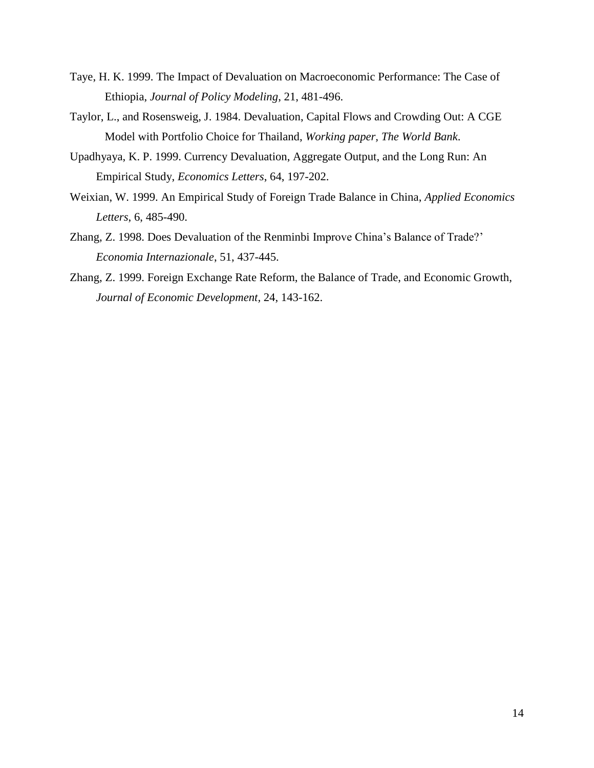Taye, H. K. 1999. The Impact of Devaluation on Macroeconomic Performance: The Case of Ethiopia, *Journal of Policy Modeling*, 21, 481-496.

Taylor, L., and Rosensweig, J. 1984. Devaluation, Capital Flows and Crowding Out: A CGE Model with Portfolio Choice for Thailand, *Working paper, The World Bank*.

Upadhyaya, K. P. 1999. Currency Devaluation, Aggregate Output, and the Long Run: An Empirical Study, *Economics Letters*, 64, 197-202.

Weixian, W. 1999. An Empirical Study of Foreign Trade Balance in China, *Applied Economics Letters*, 6, 485-490.

Zhang, Z. 1998. Does Devaluation of the Renminbi Improve China's Balance of Trade?' *Economia Internazionale*, 51, 437-445.

Zhang, Z. 1999. Foreign Exchange Rate Reform, the Balance of Trade, and Economic Growth, *Journal of Economic Development*, 24, 143-162.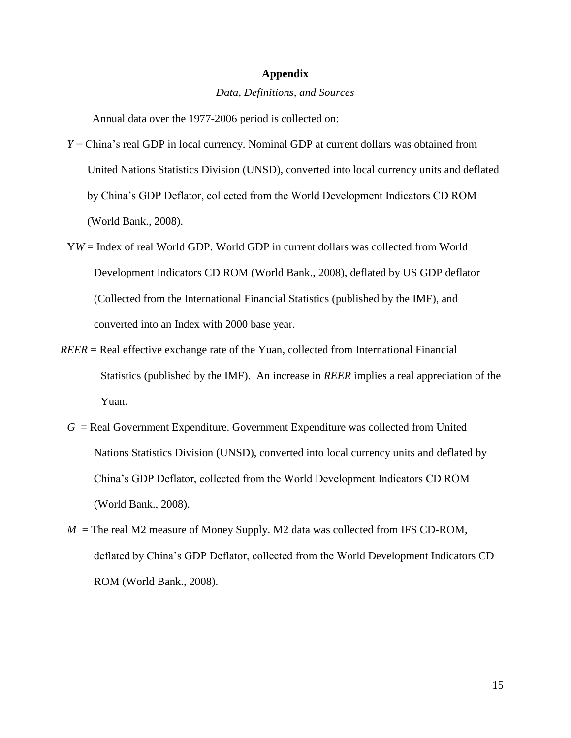# Appendix

*Data, Definitions, and Sources*

Annual data over the 1977-2006 period is collected on:

$Y$ = China's real GDP in local currency. Nominal GDP at current dollars was obtained from United Nations Statistics Division (UNSD), converted into local currency units and deflated by China's GDP Deflator, collected from the World Development Indicators CD ROM (World Bank., 2008).

Y$W$ = Index of real World GDP. World GDP in current dollars was collected from World Development Indicators CD ROM (World Bank., 2008), deflated by US GDP deflator (Collected from the International Financial Statistics (published by the IMF), and converted into an Index with 2000 base year.

*REER* = Real effective exchange rate of the Yuan, collected from International Financial Statistics (published by the IMF). An increase in *REER* implies a real appreciation of the Yuan.

$G$ = Real Government Expenditure. Government Expenditure was collected from United Nations Statistics Division (UNSD), converted into local currency units and deflated by China's GDP Deflator, collected from the World Development Indicators CD ROM (World Bank., 2008).

$M$ = The real M2 measure of Money Supply. M2 data was collected from IFS CD-ROM, deflated by China's GDP Deflator, collected from the World Development Indicators CD ROM (World Bank., 2008).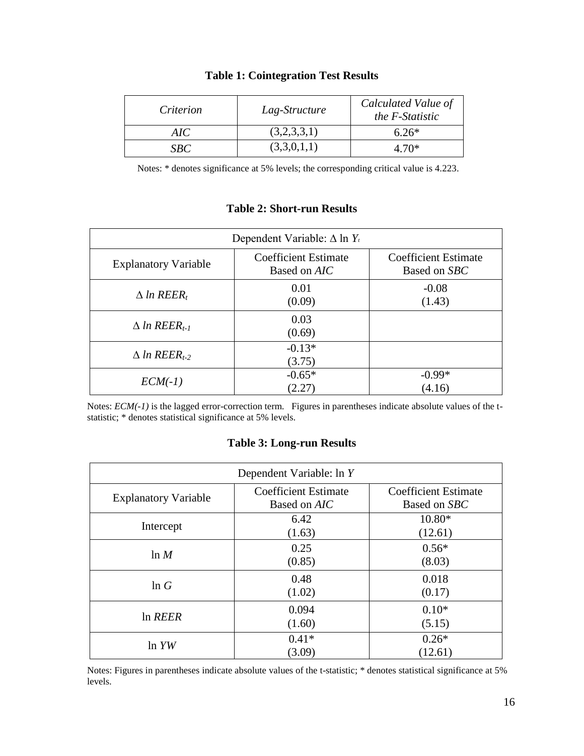**Table 1: Cointegration Test Results**

| *Criterion* | *Lag-Structure* | *Calculated Value of the F-Statistic* |
|---|---|---|
| *AIC* | (3,2,3,3,1) | 6.26* |
| *SBC* | (3,3,0,1,1) | 4.70* |

Notes: * denotes significance at 5% levels; the corresponding critical value is 4.223.

**Table 2: Short-run Results**

| Dependent Variable: $\Delta \ln Y_t$ | | |
|---|---|---|
| Explanatory Variable | Coefficient Estimate Based on *AIC* | Coefficient Estimate Based on *SBC* |
| $\Delta \ln REER_t$ | 0.01 (0.09) | -0.08 (1.43) |
| $\Delta \ln REER_{t-1}$ | 0.03 (0.69) | |
| $\Delta \ln REER_{t-2}$ | -0.13* (3.75) | |
| *ECM(-1)* | -0.65* (2.27) | -0.99* (4.16) |

Notes: *ECM(-1)* is the lagged error-correction term. Figures in parentheses indicate absolute values of the t-statistic; * denotes statistical significance at 5% levels.

**Table 3: Long-run Results**

| Dependent Variable: $\ln Y$ | | |
|---|---|---|
| Explanatory Variable | Coefficient Estimate Based on *AIC* | Coefficient Estimate Based on *SBC* |
| Intercept | 6.42 (1.63) | 10.80* (12.61) |
| $\ln M$ | 0.25 (0.85) | 0.56* (8.03) |
| $\ln G$ | 0.48 (1.02) | 0.018 (0.17) |
| $\ln REER$ | 0.094 (1.60) | 0.10* (5.15) |
| $\ln YW$ | 0.41* (3.09) | 0.26* (12.61) |

Notes: Figures in parentheses indicate absolute values of the t-statistic; * denotes statistical significance at 5% levels.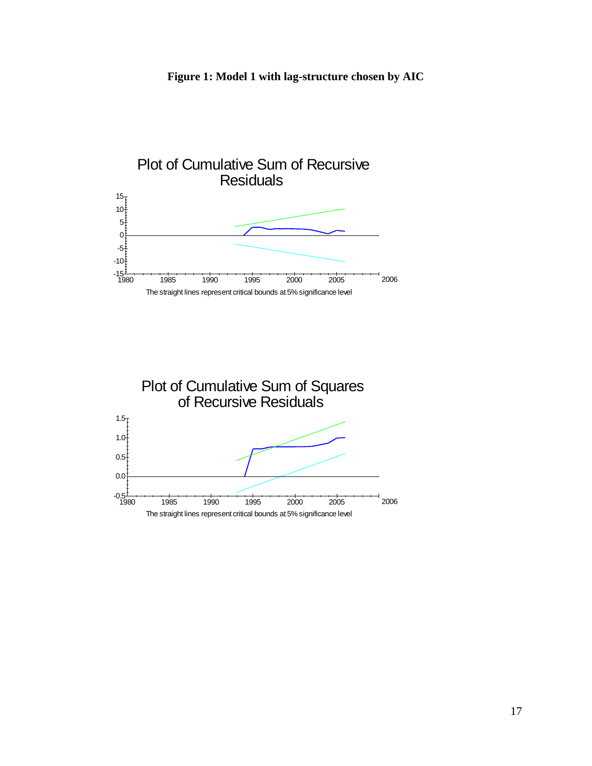**Figure 1: Model 1 with lag-structure chosen by AIC**

Plot of Cumulative Sum of Recursive Residuals

The straight lines represent critical bounds at 5% significance level

Plot of Cumulative Sum of Squares of Recursive Residuals

The straight lines represent critical bounds at 5% significance level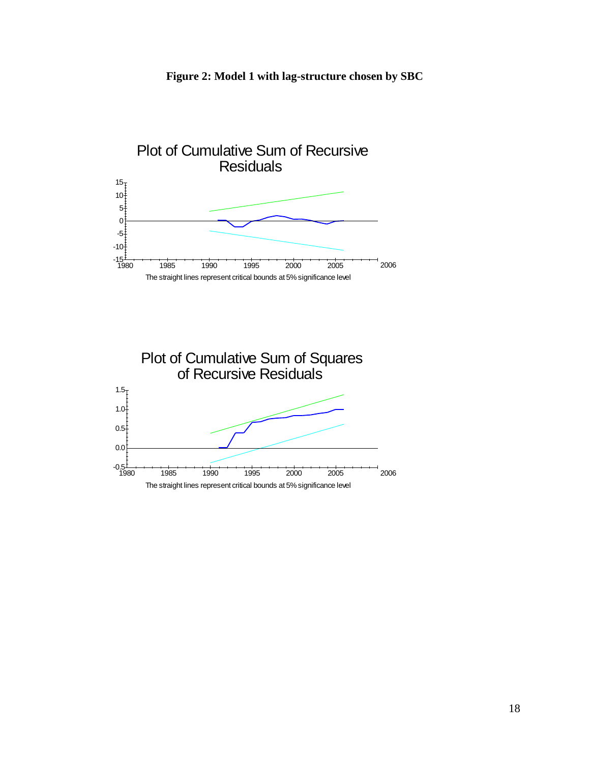**Figure 2: Model 1 with lag-structure chosen by SBC**

Plot of Cumulative Sum of Recursive Residuals

15
10
5
0
-5
-10
-15
1980 1985 1990 1995 2000 2005 2006

The straight lines represent critical bounds at 5% significance level

Plot of Cumulative Sum of Squares of Recursive Residuals

1.5
1.0
0.5
0.0
-0.5
1980 1985 1990 1995 2000 2005 2006

The straight lines represent critical bounds at 5% significance level